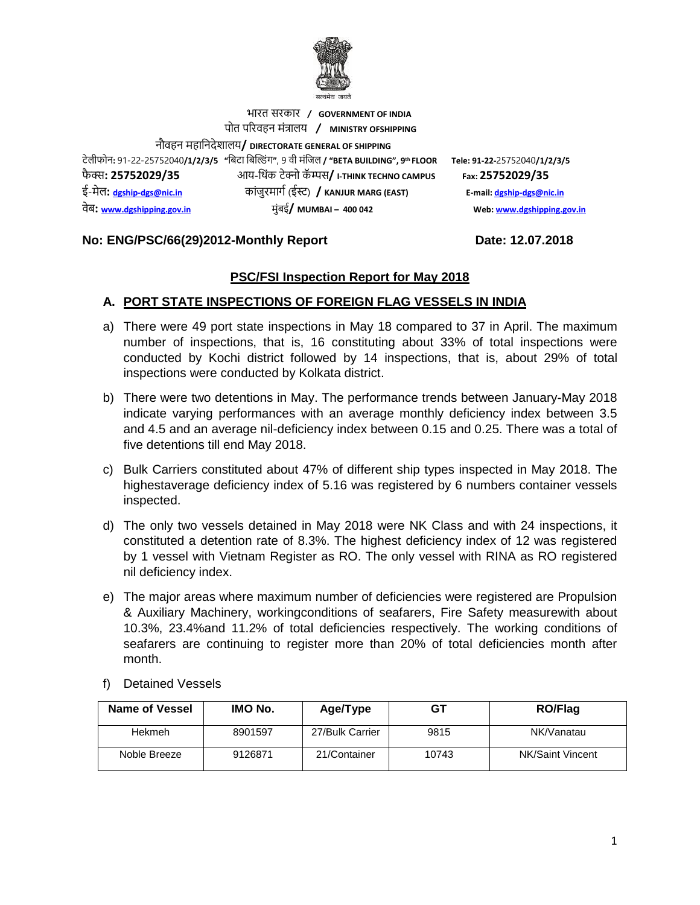सत्यमेव जयते

भारत सरकार / **GOVERNMENT OF INDIA**
पोत परिवहन मंत्रालय / **MINISTRY OFSHIPPING**
नौवहन महानिदेशालय/ **DIRECTORATE GENERAL OF SHIPPING**

टेलीफोन: 91-22-25752040/1/2/3/5 "बिटा बिल्डिंग", 9 वी मंजिल / **"BETA BUILDING", 9th FLOOR** **Tele: 91-22-25752040/1/2/3/5**
फैक्स: **25752029/35** आय-थिंक टेक्नो कॅम्पस/ **I-THINK TECHNO CAMPUS** **Fax: 25752029/35**
ई-मेल: dgship-dgs@nic.in कांजुरमार्ग (ईस्ट) / **KANJUR MARG (EAST)** **E-mail: dgship-dgs@nic.in**
वेब: www.dgshipping.gov.in मुंबई/ **MUMBAI – 400 042** **Web: www.dgshipping.gov.in**

**No: ENG/PSC/66(29)2012-Monthly Report** **Date: 12.07.2018**

## PSC/FSI Inspection Report for May 2018

### A. PORT STATE INSPECTIONS OF FOREIGN FLAG VESSELS IN INDIA

a) There were 49 port state inspections in May 18 compared to 37 in April. The maximum number of inspections, that is, 16 constituting about 33% of total inspections were conducted by Kochi district followed by 14 inspections, that is, about 29% of total inspections were conducted by Kolkata district.

b) There were two detentions in May. The performance trends between January-May 2018 indicate varying performances with an average monthly deficiency index between 3.5 and 4.5 and an average nil-deficiency index between 0.15 and 0.25. There was a total of five detentions till end May 2018.

c) Bulk Carriers constituted about 47% of different ship types inspected in May 2018. The highestaverage deficiency index of 5.16 was registered by 6 numbers container vessels inspected.

d) The only two vessels detained in May 2018 were NK Class and with 24 inspections, it constituted a detention rate of 8.3%. The highest deficiency index of 12 was registered by 1 vessel with Vietnam Register as RO. The only vessel with RINA as RO registered nil deficiency index.

e) The major areas where maximum number of deficiencies were registered are Propulsion & Auxiliary Machinery, workingconditions of seafarers, Fire Safety measurewith about 10.3%, 23.4%and 11.2% of total deficiencies respectively. The working conditions of seafarers are continuing to register more than 20% of total deficiencies month after month.

f) Detained Vessels

| Name of Vessel | IMO No. | Age/Type | GT | RO/Flag |
|---|---|---|---|---|
| Hekmeh | 8901597 | 27/Bulk Carrier | 9815 | NK/Vanatau |
| Noble Breeze | 9126871 | 21/Container | 10743 | NK/Saint Vincent |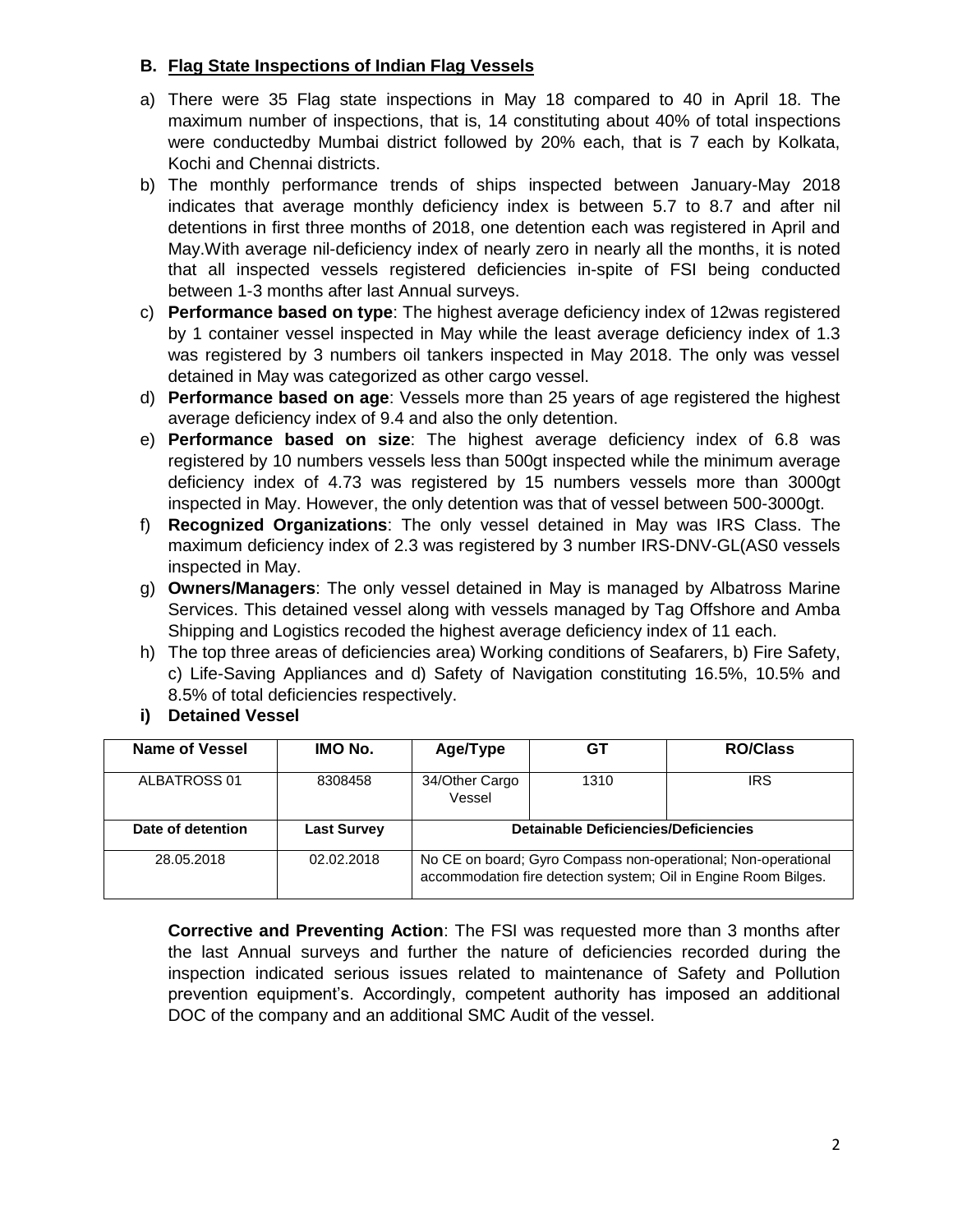### B. Flag State Inspections of Indian Flag Vessels

a) There were 35 Flag state inspections in May 18 compared to 40 in April 18. The maximum number of inspections, that is, 14 constituting about 40% of total inspections were conductedby Mumbai district followed by 20% each, that is 7 each by Kolkata, Kochi and Chennai districts.

b) The monthly performance trends of ships inspected between January-May 2018 indicates that average monthly deficiency index is between 5.7 to 8.7 and after nil detentions in first three months of 2018, one detention each was registered in April and May.With average nil-deficiency index of nearly zero in nearly all the months, it is noted that all inspected vessels registered deficiencies in-spite of FSI being conducted between 1-3 months after last Annual surveys.

c) **Performance based on type**: The highest average deficiency index of 12was registered by 1 container vessel inspected in May while the least average deficiency index of 1.3 was registered by 3 numbers oil tankers inspected in May 2018. The only was vessel detained in May was categorized as other cargo vessel.

d) **Performance based on age**: Vessels more than 25 years of age registered the highest average deficiency index of 9.4 and also the only detention.

e) **Performance based on size**: The highest average deficiency index of 6.8 was registered by 10 numbers vessels less than 500gt inspected while the minimum average deficiency index of 4.73 was registered by 15 numbers vessels more than 3000gt inspected in May. However, the only detention was that of vessel between 500-3000gt.

f) **Recognized Organizations**: The only vessel detained in May was IRS Class. The maximum deficiency index of 2.3 was registered by 3 number IRS-DNV-GL(AS0 vessels inspected in May.

g) **Owners/Managers**: The only vessel detained in May is managed by Albatross Marine Services. This detained vessel along with vessels managed by Tag Offshore and Amba Shipping and Logistics recoded the highest average deficiency index of 11 each.

h) The top three areas of deficiencies area) Working conditions of Seafarers, b) Fire Safety, c) Life-Saving Appliances and d) Safety of Navigation constituting 16.5%, 10.5% and 8.5% of total deficiencies respectively.

i) **Detained Vessel**

| Name of Vessel | IMO No. | Age/Type | GT | RO/Class |
|---|---|---|---|---|
| ALBATROSS 01 | 8308458 | 34/Other Cargo Vessel | 1310 | IRS |
| **Date of detention** | **Last Survey** | **Detainable Deficiencies/Deficiencies** | | |
| 28.05.2018 | 02.02.2018 | No CE on board; Gyro Compass non-operational; Non-operational accommodation fire detection system; Oil in Engine Room Bilges. | | |

**Corrective and Preventing Action**: The FSI was requested more than 3 months after the last Annual surveys and further the nature of deficiencies recorded during the inspection indicated serious issues related to maintenance of Safety and Pollution prevention equipment's. Accordingly, competent authority has imposed an additional DOC of the company and an additional SMC Audit of the vessel.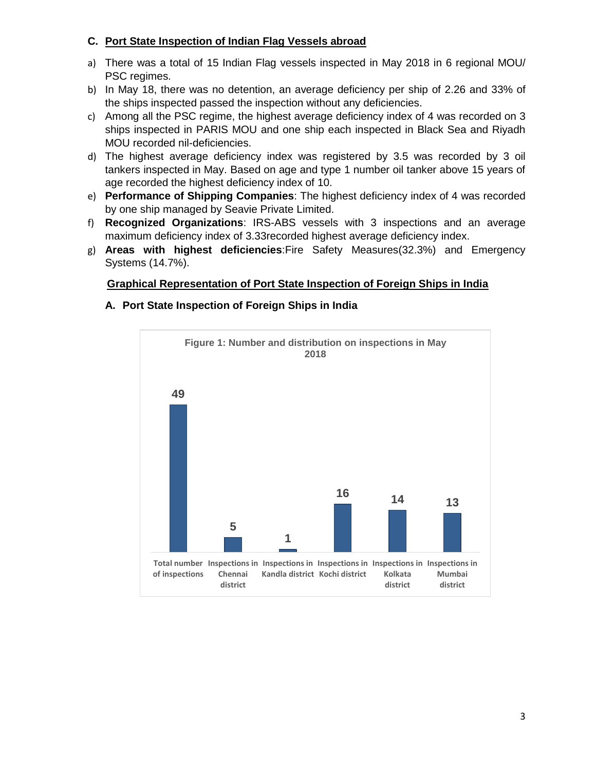## C. Port State Inspection of Indian Flag Vessels abroad

a) There was a total of 15 Indian Flag vessels inspected in May 2018 in 6 regional MOU/ PSC regimes.

b) In May 18, there was no detention, an average deficiency per ship of 2.26 and 33% of the ships inspected passed the inspection without any deficiencies.

c) Among all the PSC regime, the highest average deficiency index of 4 was recorded on 3 ships inspected in PARIS MOU and one ship each inspected in Black Sea and Riyadh MOU recorded nil-deficiencies.

d) The highest average deficiency index was registered by 3.5 was recorded by 3 oil tankers inspected in May. Based on age and type 1 number oil tanker above 15 years of age recorded the highest deficiency index of 10.

e) **Performance of Shipping Companies**: The highest deficiency index of 4 was recorded by one ship managed by Seavie Private Limited.

f) **Recognized Organizations**: IRS-ABS vessels with 3 inspections and an average maximum deficiency index of 3.33recorded highest average deficiency index.

g) **Areas with highest deficiencies**:Fire Safety Measures(32.3%) and Emergency Systems (14.7%).

## Graphical Representation of Port State Inspection of Foreign Ships in India

### A. Port State Inspection of Foreign Ships in India

**Figure 1: Number and distribution on inspections in May 2018**

| Category | Value |
|---|---|
| Total number of inspections | 49 |
| Inspections in Chennai district | 5 |
| Inspections in Kandla district | 1 |
| Inspections in Kochi district | 16 |
| Inspections in Kolkata district | 14 |
| Inspections in Mumbai district | 13 |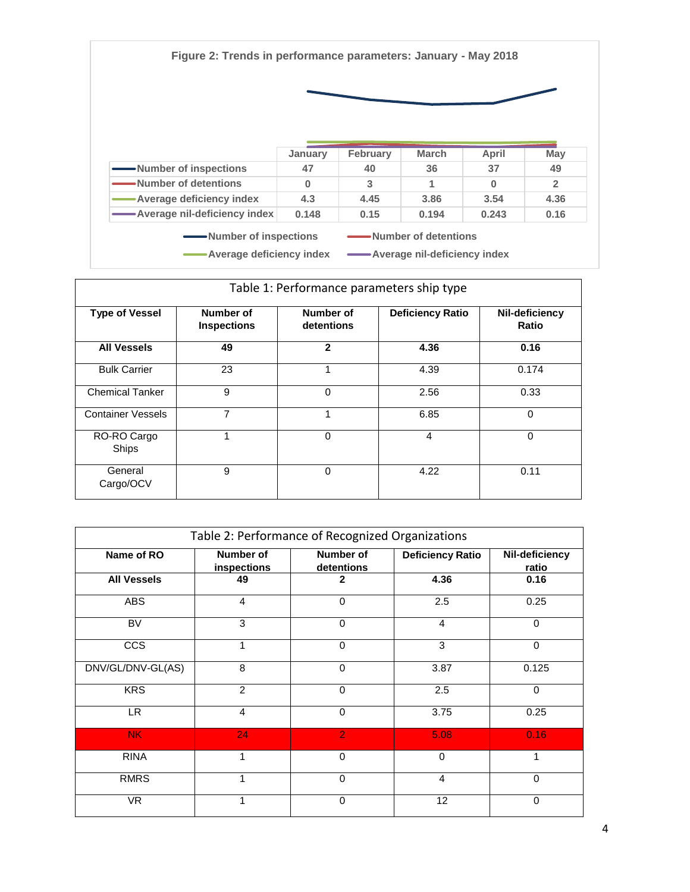**Figure 2: Trends in performance parameters: January - May 2018**

| | January | February | March | April | May |
|---|---|---|---|---|---|
| Number of inspections | 47 | 40 | 36 | 37 | 49 |
| Number of detentions | 0 | 3 | 1 | 0 | 2 |
| Average deficiency index | 4.3 | 4.45 | 3.86 | 3.54 | 4.36 |
| Average nil-deficiency index | 0.148 | 0.15 | 0.194 | 0.243 | 0.16 |

Table 1: Performance parameters ship type

| Type of Vessel | Number of Inspections | Number of detentions | Deficiency Ratio | Nil-deficiency Ratio |
|---|---|---|---|---|
| **All Vessels** | **49** | **2** | **4.36** | **0.16** |
| Bulk Carrier | 23 | 1 | 4.39 | 0.174 |
| Chemical Tanker | 9 | 0 | 2.56 | 0.33 |
| Container Vessels | 7 | 1 | 6.85 | 0 |
| RO-RO Cargo Ships | 1 | 0 | 4 | 0 |
| General Cargo/OCV | 9 | 0 | 4.22 | 0.11 |

Table 2: Performance of Recognized Organizations

| Name of RO | Number of inspections | Number of detentions | Deficiency Ratio | Nil-deficiency ratio |
|---|---|---|---|---|
| **All Vessels** | **49** | **2** | **4.36** | **0.16** |
| ABS | 4 | 0 | 2.5 | 0.25 |
| BV | 3 | 0 | 4 | 0 |
| CCS | 1 | 0 | 3 | 0 |
| DNV/GL/DNV-GL(AS) | 8 | 0 | 3.87 | 0.125 |
| KRS | 2 | 0 | 2.5 | 0 |
| LR | 4 | 0 | 3.75 | 0.25 |
| NK | 24 | 2 | 5.08 | 0.16 |
| RINA | 1 | 0 | 0 | 1 |
| RMRS | 1 | 0 | 4 | 0 |
| VR | 1 | 0 | 12 | 0 |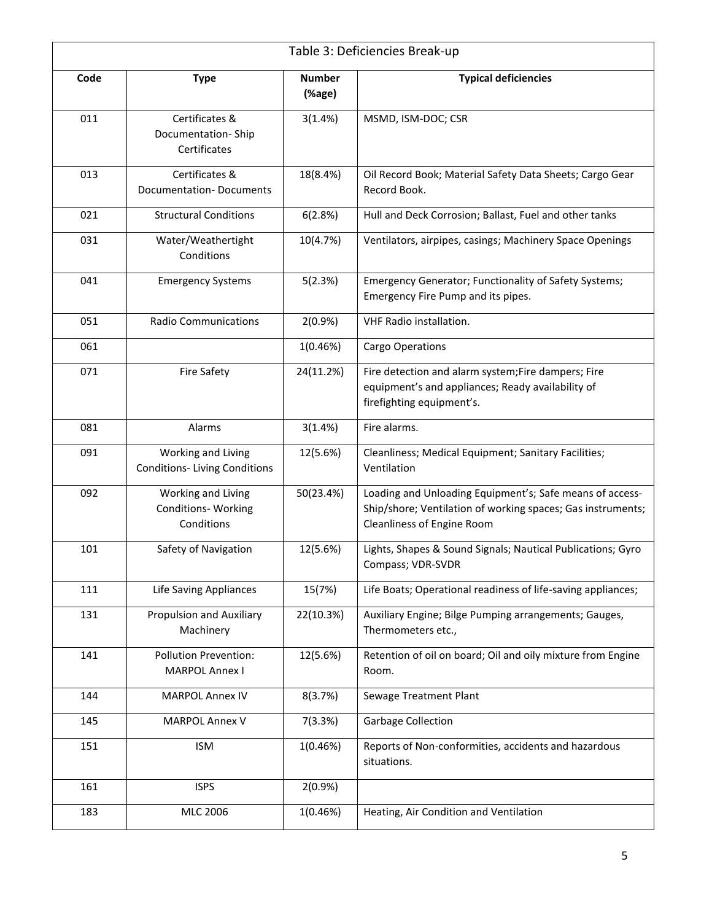Table 3: Deficiencies Break-up

| Code | Type | Number (%age) | Typical deficiencies |
|---|---|---|---|
| 011 | Certificates & Documentation- Ship Certificates | 3(1.4%) | MSMD, ISM-DOC; CSR |
| 013 | Certificates & Documentation- Documents | 18(8.4%) | Oil Record Book; Material Safety Data Sheets; Cargo Gear Record Book. |
| 021 | Structural Conditions | 6(2.8%) | Hull and Deck Corrosion; Ballast, Fuel and other tanks |
| 031 | Water/Weathertight Conditions | 10(4.7%) | Ventilators, airpipes, casings; Machinery Space Openings |
| 041 | Emergency Systems | 5(2.3%) | Emergency Generator; Functionality of Safety Systems; Emergency Fire Pump and its pipes. |
| 051 | Radio Communications | 2(0.9%) | VHF Radio installation. |
| 061 | | 1(0.46%) | Cargo Operations |
| 071 | Fire Safety | 24(11.2%) | Fire detection and alarm system;Fire dampers; Fire equipment's and appliances; Ready availability of firefighting equipment's. |
| 081 | Alarms | 3(1.4%) | Fire alarms. |
| 091 | Working and Living Conditions- Living Conditions | 12(5.6%) | Cleanliness; Medical Equipment; Sanitary Facilities; Ventilation |
| 092 | Working and Living Conditions- Working Conditions | 50(23.4%) | Loading and Unloading Equipment's; Safe means of access-Ship/shore; Ventilation of working spaces; Gas instruments; Cleanliness of Engine Room |
| 101 | Safety of Navigation | 12(5.6%) | Lights, Shapes & Sound Signals; Nautical Publications; Gyro Compass; VDR-SVDR |
| 111 | Life Saving Appliances | 15(7%) | Life Boats; Operational readiness of life-saving appliances; |
| 131 | Propulsion and Auxiliary Machinery | 22(10.3%) | Auxiliary Engine; Bilge Pumping arrangements; Gauges, Thermometers etc., |
| 141 | Pollution Prevention: MARPOL Annex I | 12(5.6%) | Retention of oil on board; Oil and oily mixture from Engine Room. |
| 144 | MARPOL Annex IV | 8(3.7%) | Sewage Treatment Plant |
| 145 | MARPOL Annex V | 7(3.3%) | Garbage Collection |
| 151 | ISM | 1(0.46%) | Reports of Non-conformities, accidents and hazardous situations. |
| 161 | ISPS | 2(0.9%) | |
| 183 | MLC 2006 | 1(0.46%) | Heating, Air Condition and Ventilation |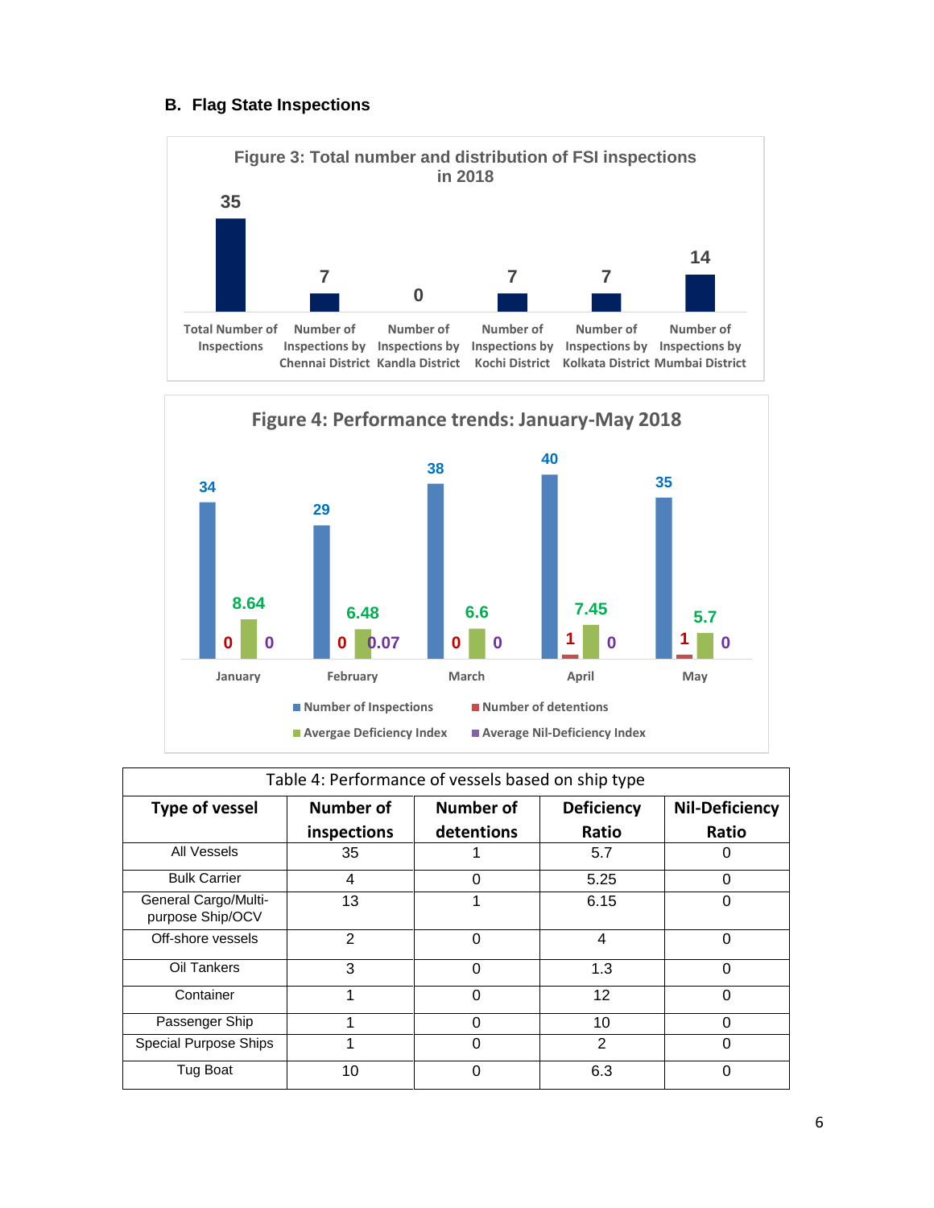## B. Flag State Inspections

**Figure 3: Total number and distribution of FSI inspections in 2018**

| Category | Value |
|---|---|
| Total Number of Inspections | 35 |
| Number of Inspections by Chennai District | 7 |
| Number of Inspections by Kandla District | 0 |
| Number of Inspections by Kochi District | 7 |
| Number of Inspections by Kolkata District | 7 |
| Number of Inspections by Mumbai District | 14 |

**Figure 4: Performance trends: January-May 2018**

| Month | Number of Inspections | Number of detentions | Avergae Deficiency Index | Average Nil-Deficiency Index |
|---|---|---|---|---|
| January | 34 | 0 | 8.64 | 0 |
| February | 29 | 0 | 6.48 | 0.07 |
| March | 38 | 0 | 6.6 | 0 |
| April | 40 | 1 | 7.45 | 0 |
| May | 35 | 1 | 5.7 | 0 |

Table 4: Performance of vessels based on ship type

| Type of vessel | Number of inspections | Number of detentions | Deficiency Ratio | Nil-Deficiency Ratio |
|---|---|---|---|---|
| All Vessels | 35 | 1 | 5.7 | 0 |
| Bulk Carrier | 4 | 0 | 5.25 | 0 |
| General Cargo/Multi-purpose Ship/OCV | 13 | 1 | 6.15 | 0 |
| Off-shore vessels | 2 | 0 | 4 | 0 |
| Oil Tankers | 3 | 0 | 1.3 | 0 |
| Container | 1 | 0 | 12 | 0 |
| Passenger Ship | 1 | 0 | 10 | 0 |
| Special Purpose Ships | 1 | 0 | 2 | 0 |
| Tug Boat | 10 | 0 | 6.3 | 0 |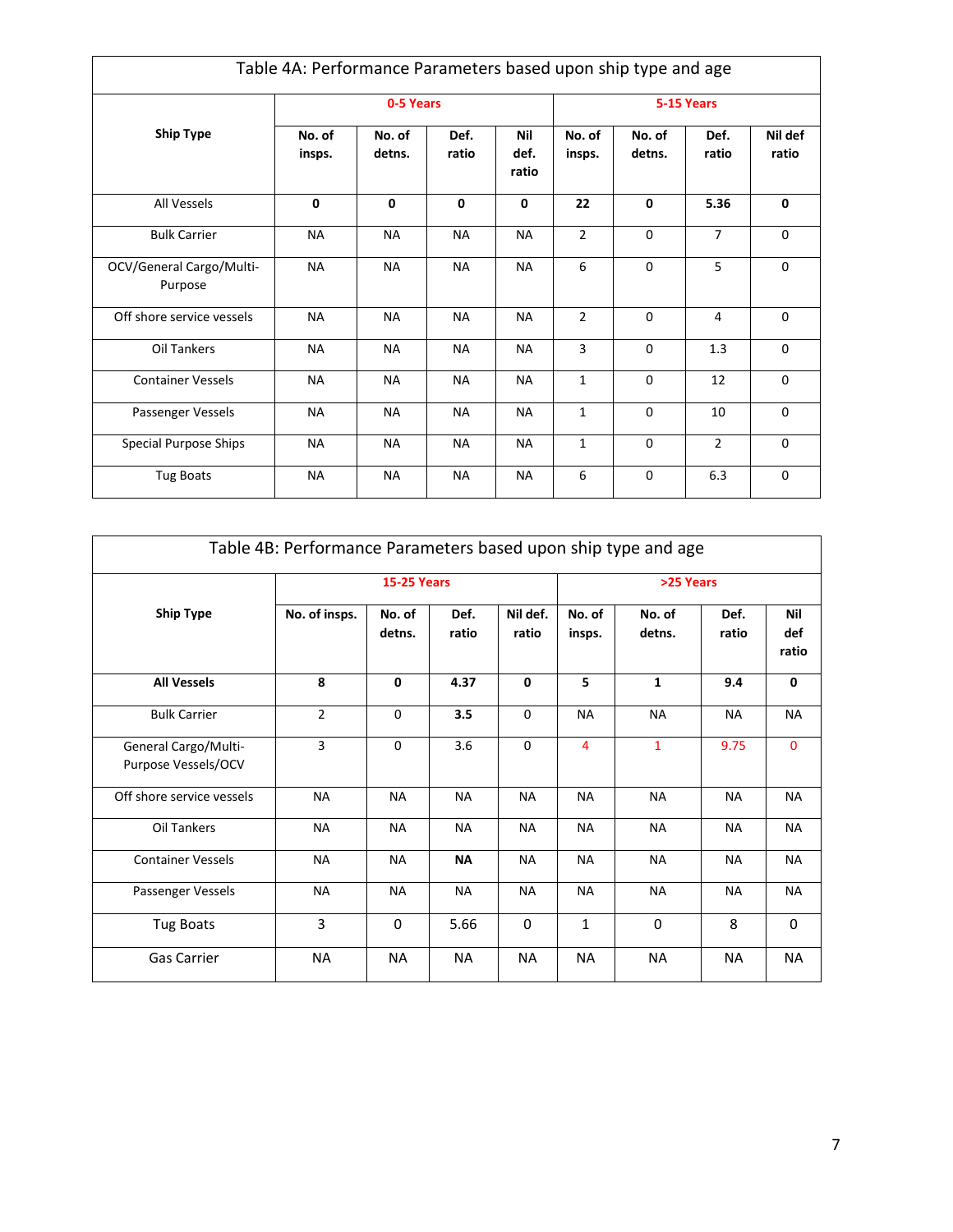| Table 4A: Performance Parameters based upon ship type and age | | | | | | | | |
|---|---|---|---|---|---|---|---|---|
| **Ship Type** | **0-5 Years** | | | | **5-15 Years** | | | |
| | **No. of insps.** | **No. of detns.** | **Def. ratio** | **Nil def. ratio** | **No. of insps.** | **No. of detns.** | **Def. ratio** | **Nil def ratio** |
| All Vessels | **0** | **0** | **0** | **0** | **22** | **0** | **5.36** | **0** |
| Bulk Carrier | NA | NA | NA | NA | 2 | 0 | 7 | 0 |
| OCV/General Cargo/Multi-Purpose | NA | NA | NA | NA | 6 | 0 | 5 | 0 |
| Off shore service vessels | NA | NA | NA | NA | 2 | 0 | 4 | 0 |
| Oil Tankers | NA | NA | NA | NA | 3 | 0 | 1.3 | 0 |
| Container Vessels | NA | NA | NA | NA | 1 | 0 | 12 | 0 |
| Passenger Vessels | NA | NA | NA | NA | 1 | 0 | 10 | 0 |
| Special Purpose Ships | NA | NA | NA | NA | 1 | 0 | 2 | 0 |
| Tug Boats | NA | NA | NA | NA | 6 | 0 | 6.3 | 0 |

| Table 4B: Performance Parameters based upon ship type and age | | | | | | | | |
|---|---|---|---|---|---|---|---|---|
| **Ship Type** | **15-25 Years** | | | | **>25 Years** | | | |
| | **No. of insps.** | **No. of detns.** | **Def. ratio** | **Nil def. ratio** | **No. of insps.** | **No. of detns.** | **Def. ratio** | **Nil def ratio** |
| **All Vessels** | **8** | **0** | **4.37** | **0** | **5** | **1** | **9.4** | **0** |
| Bulk Carrier | 2 | 0 | **3.5** | 0 | NA | NA | NA | NA |
| General Cargo/Multi-Purpose Vessels/OCV | 3 | 0 | 3.6 | 0 | 4 | 1 | 9.75 | 0 |
| Off shore service vessels | NA | NA | NA | NA | NA | NA | NA | NA |
| Oil Tankers | NA | NA | NA | NA | NA | NA | NA | NA |
| Container Vessels | NA | NA | **NA** | NA | NA | NA | NA | NA |
| Passenger Vessels | NA | NA | NA | NA | NA | NA | NA | NA |
| Tug Boats | 3 | 0 | 5.66 | 0 | 1 | 0 | 8 | 0 |
| Gas Carrier | NA | NA | NA | NA | NA | NA | NA | NA |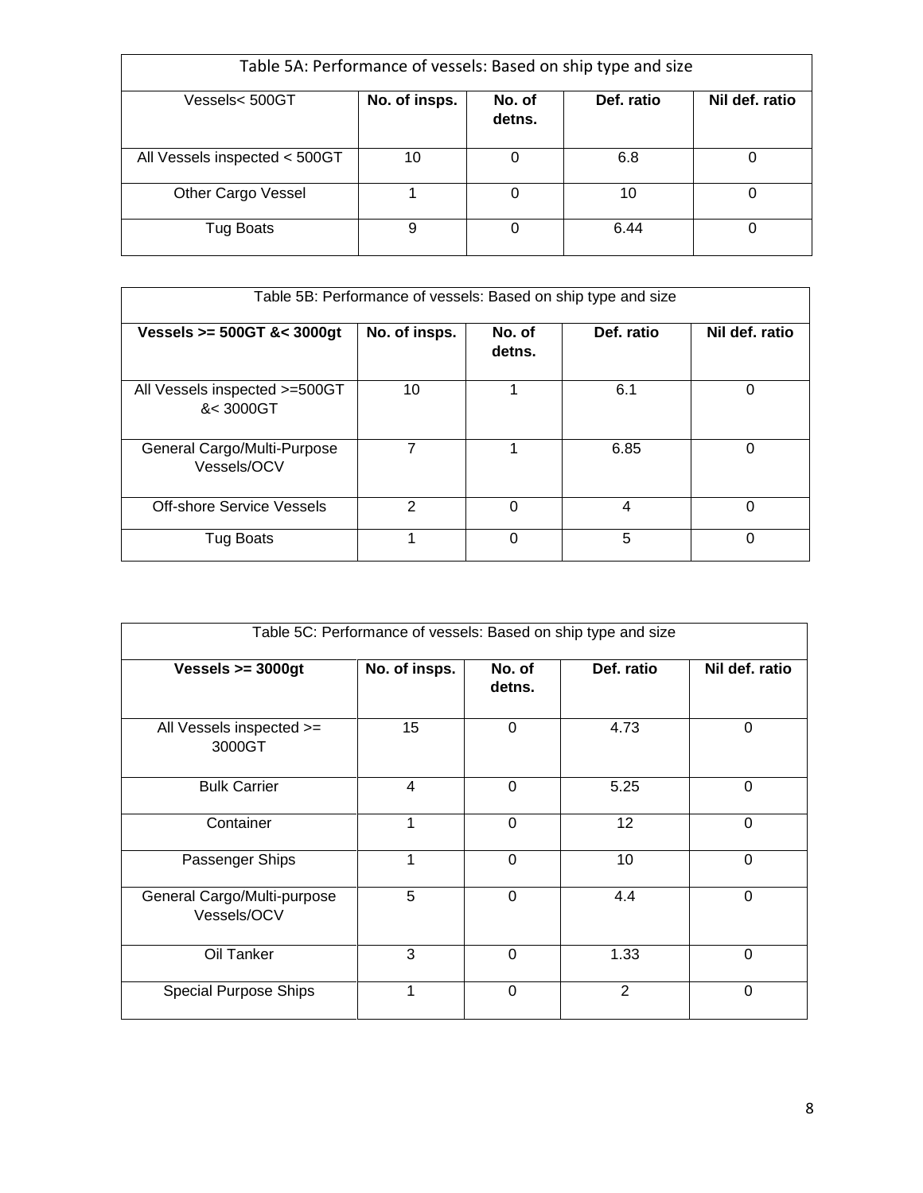| Table 5A: Performance of vessels: Based on ship type and size | | | | |
|---|---|---|---|---|
| Vessels< 500GT | **No. of insps.** | **No. of detns.** | **Def. ratio** | **Nil def. ratio** |
| All Vessels inspected < 500GT | 10 | 0 | 6.8 | 0 |
| Other Cargo Vessel | 1 | 0 | 10 | 0 |
| Tug Boats | 9 | 0 | 6.44 | 0 |

| Table 5B: Performance of vessels: Based on ship type and size | | | | |
|---|---|---|---|---|
| **Vessels >= 500GT &< 3000gt** | **No. of insps.** | **No. of detns.** | **Def. ratio** | **Nil def. ratio** |
| All Vessels inspected >=500GT &< 3000GT | 10 | 1 | 6.1 | 0 |
| General Cargo/Multi-Purpose Vessels/OCV | 7 | 1 | 6.85 | 0 |
| Off-shore Service Vessels | 2 | 0 | 4 | 0 |
| Tug Boats | 1 | 0 | 5 | 0 |

| Table 5C: Performance of vessels: Based on ship type and size | | | | |
|---|---|---|---|---|
| **Vessels >= 3000gt** | **No. of insps.** | **No. of detns.** | **Def. ratio** | **Nil def. ratio** |
| All Vessels inspected >= 3000GT | 15 | 0 | 4.73 | 0 |
| Bulk Carrier | 4 | 0 | 5.25 | 0 |
| Container | 1 | 0 | 12 | 0 |
| Passenger Ships | 1 | 0 | 10 | 0 |
| General Cargo/Multi-purpose Vessels/OCV | 5 | 0 | 4.4 | 0 |
| Oil Tanker | 3 | 0 | 1.33 | 0 |
| Special Purpose Ships | 1 | 0 | 2 | 0 |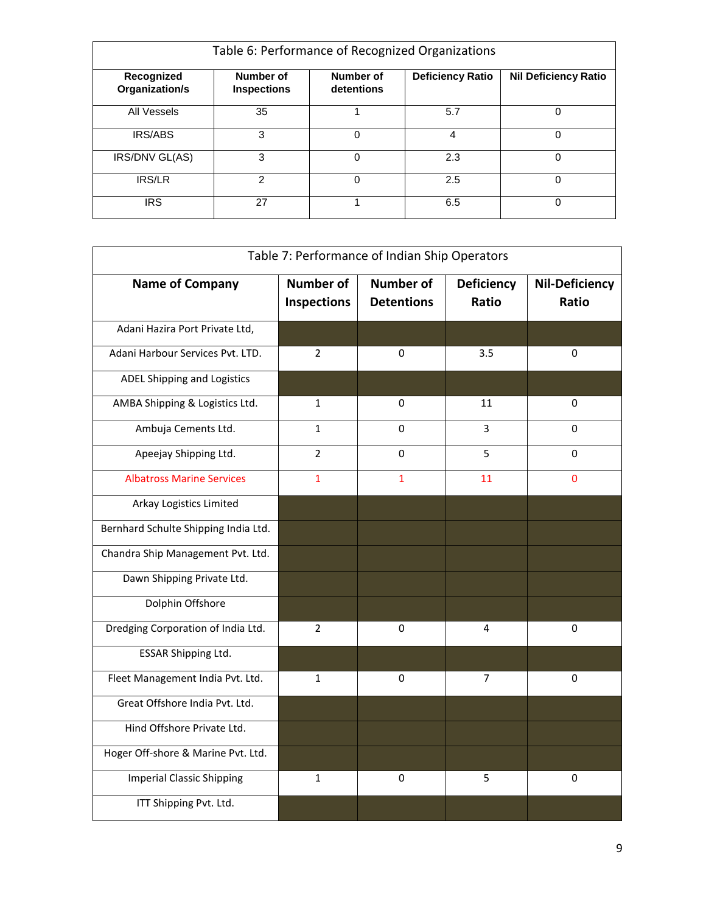| Table 6: Performance of Recognized Organizations | | | | |
|---|---|---|---|---|
| **Recognized Organization/s** | **Number of Inspections** | **Number of detentions** | **Deficiency Ratio** | **Nil Deficiency Ratio** |
| All Vessels | 35 | 1 | 5.7 | 0 |
| IRS/ABS | 3 | 0 | 4 | 0 |
| IRS/DNV GL(AS) | 3 | 0 | 2.3 | 0 |
| IRS/LR | 2 | 0 | 2.5 | 0 |
| IRS | 27 | 1 | 6.5 | 0 |

| Table 7: Performance of Indian Ship Operators | | | | |
|---|---|---|---|---|
| **Name of Company** | **Number of Inspections** | **Number of Detentions** | **Deficiency Ratio** | **Nil-Deficiency Ratio** |
| Adani Hazira Port Private Ltd, | | | | |
| Adani Harbour Services Pvt. LTD. | 2 | 0 | 3.5 | 0 |
| ADEL Shipping and Logistics | | | | |
| AMBA Shipping & Logistics Ltd. | 1 | 0 | 11 | 0 |
| Ambuja Cements Ltd. | 1 | 0 | 3 | 0 |
| Apeejay Shipping Ltd. | 2 | 0 | 5 | 0 |
| Albatross Marine Services | 1 | 1 | 11 | 0 |
| Arkay Logistics Limited | | | | |
| Bernhard Schulte Shipping India Ltd. | | | | |
| Chandra Ship Management Pvt. Ltd. | | | | |
| Dawn Shipping Private Ltd. | | | | |
| Dolphin Offshore | | | | |
| Dredging Corporation of India Ltd. | 2 | 0 | 4 | 0 |
| ESSAR Shipping Ltd. | | | | |
| Fleet Management India Pvt. Ltd. | 1 | 0 | 7 | 0 |
| Great Offshore India Pvt. Ltd. | | | | |
| Hind Offshore Private Ltd. | | | | |
| Hoger Off-shore & Marine Pvt. Ltd. | | | | |
| Imperial Classic Shipping | 1 | 0 | 5 | 0 |
| ITT Shipping Pvt. Ltd. | | | | |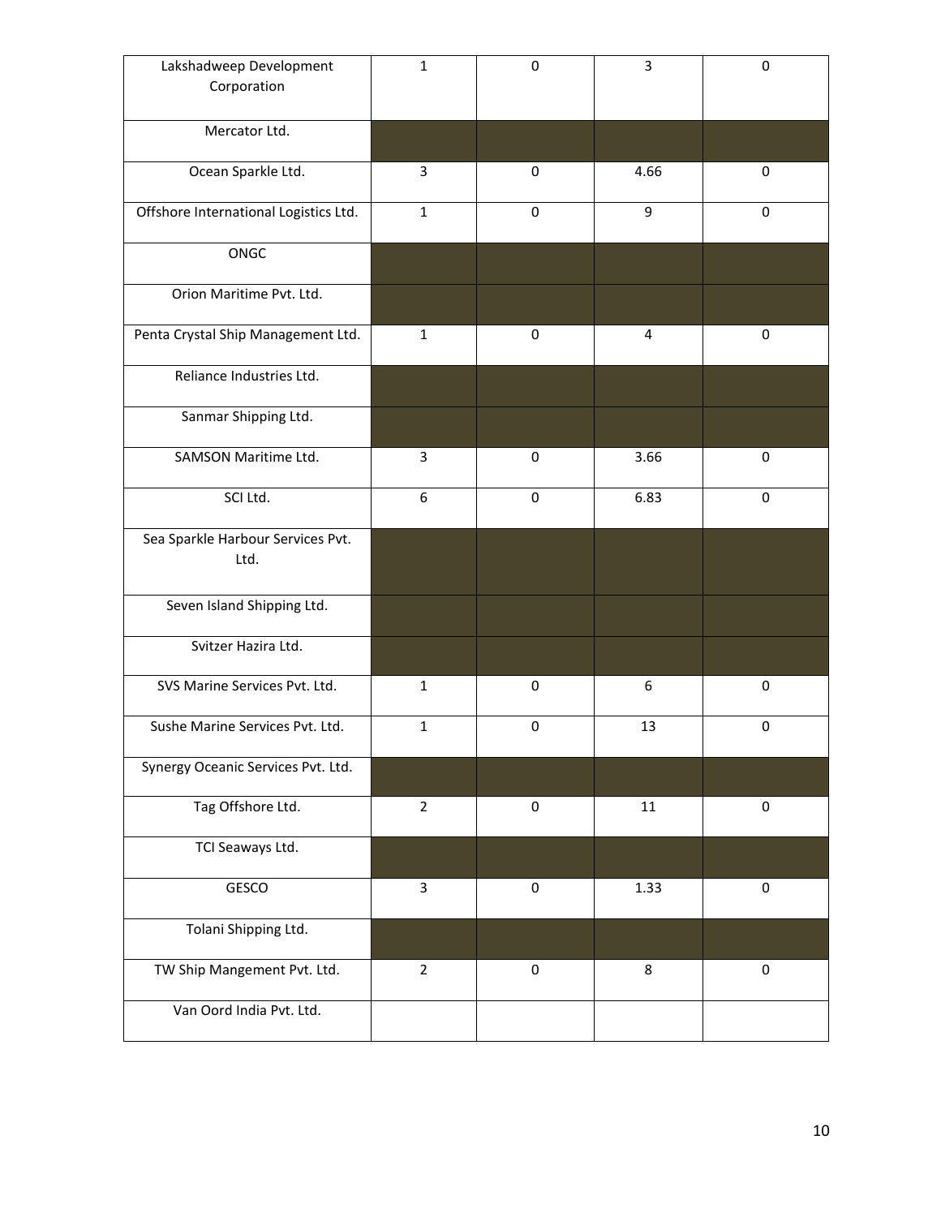| | | | | |
|---|---|---|---|---|
| Lakshadweep Development Corporation | 1 | 0 | 3 | 0 |
| Mercator Ltd. | | | | |
| Ocean Sparkle Ltd. | 3 | 0 | 4.66 | 0 |
| Offshore International Logistics Ltd. | 1 | 0 | 9 | 0 |
| ONGC | | | | |
| Orion Maritime Pvt. Ltd. | | | | |
| Penta Crystal Ship Management Ltd. | 1 | 0 | 4 | 0 |
| Reliance Industries Ltd. | | | | |
| Sanmar Shipping Ltd. | | | | |
| SAMSON Maritime Ltd. | 3 | 0 | 3.66 | 0 |
| SCI Ltd. | 6 | 0 | 6.83 | 0 |
| Sea Sparkle Harbour Services Pvt. Ltd. | | | | |
| Seven Island Shipping Ltd. | | | | |
| Svitzer Hazira Ltd. | | | | |
| SVS Marine Services Pvt. Ltd. | 1 | 0 | 6 | 0 |
| Sushe Marine Services Pvt. Ltd. | 1 | 0 | 13 | 0 |
| Synergy Oceanic Services Pvt. Ltd. | | | | |
| Tag Offshore Ltd. | 2 | 0 | 11 | 0 |
| TCI Seaways Ltd. | | | | |
| GESCO | 3 | 0 | 1.33 | 0 |
| Tolani Shipping Ltd. | | | | |
| TW Ship Mangement Pvt. Ltd. | 2 | 0 | 8 | 0 |
| Van Oord India Pvt. Ltd. | | | | |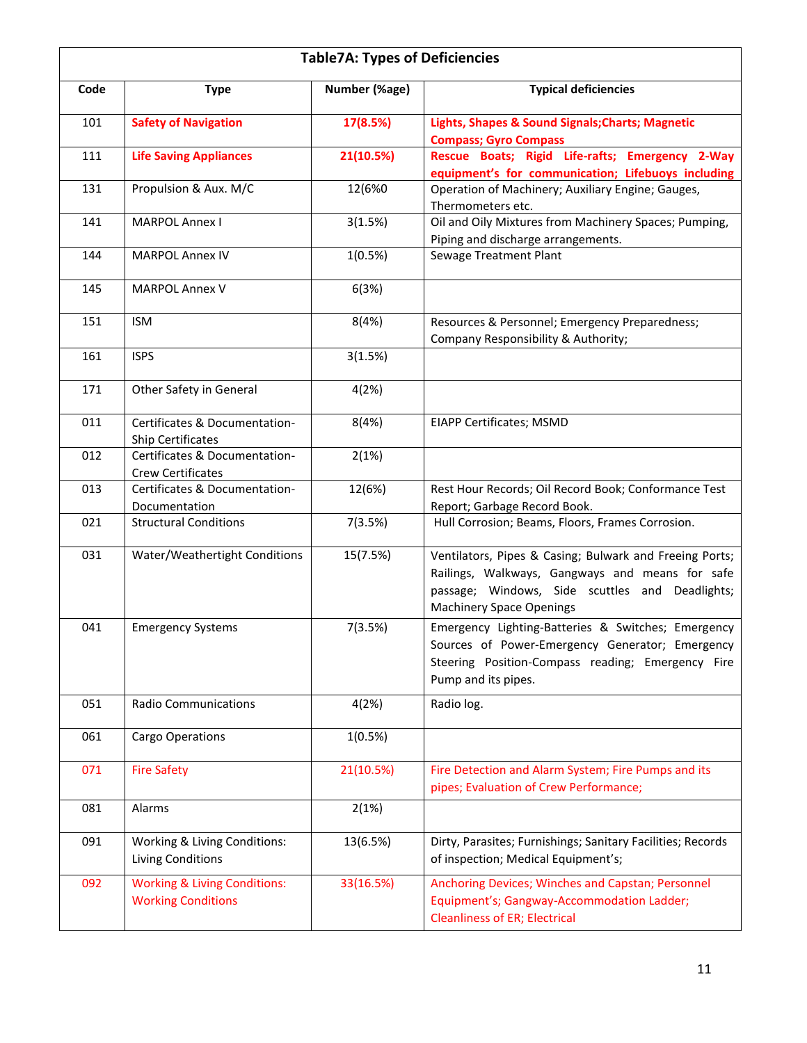| Table7A: Types of Deficiencies | | | |
|---|---|---|---|
| **Code** | **Type** | **Number (%age)** | **Typical deficiencies** |
| 101 | **Safety of Navigation** | **17(8.5%)** | **Lights, Shapes & Sound Signals;Charts; Magnetic Compass; Gyro Compass** |
| 111 | **Life Saving Appliances** | **21(10.5%)** | **Rescue Boats; Rigid Life-rafts; Emergency 2-Way equipment's for communication; Lifebuoys including** |
| 131 | Propulsion & Aux. M/C | 12(6%0 | Operation of Machinery; Auxiliary Engine; Gauges, Thermometers etc. |
| 141 | MARPOL Annex I | 3(1.5%) | Oil and Oily Mixtures from Machinery Spaces; Pumping, Piping and discharge arrangements. |
| 144 | MARPOL Annex IV | 1(0.5%) | Sewage Treatment Plant |
| 145 | MARPOL Annex V | 6(3%) | |
| 151 | ISM | 8(4%) | Resources & Personnel; Emergency Preparedness; Company Responsibility & Authority; |
| 161 | ISPS | 3(1.5%) | |
| 171 | Other Safety in General | 4(2%) | |
| 011 | Certificates & Documentation-Ship Certificates | 8(4%) | EIAPP Certificates; MSMD |
| 012 | Certificates & Documentation-Crew Certificates | 2(1%) | |
| 013 | Certificates & Documentation-Documentation | 12(6%) | Rest Hour Records; Oil Record Book; Conformance Test Report; Garbage Record Book. |
| 021 | Structural Conditions | 7(3.5%) | Hull Corrosion; Beams, Floors, Frames Corrosion. |
| 031 | Water/Weathertight Conditions | 15(7.5%) | Ventilators, Pipes & Casing; Bulwark and Freeing Ports; Railings, Walkways, Gangways and means for safe passage; Windows, Side scuttles and Deadlights; Machinery Space Openings |
| 041 | Emergency Systems | 7(3.5%) | Emergency Lighting-Batteries & Switches; Emergency Sources of Power-Emergency Generator; Emergency Steering Position-Compass reading; Emergency Fire Pump and its pipes. |
| 051 | Radio Communications | 4(2%) | Radio log. |
| 061 | Cargo Operations | 1(0.5%) | |
| 071 | Fire Safety | 21(10.5%) | Fire Detection and Alarm System; Fire Pumps and its pipes; Evaluation of Crew Performance; |
| 081 | Alarms | 2(1%) | |
| 091 | Working & Living Conditions: Living Conditions | 13(6.5%) | Dirty, Parasites; Furnishings; Sanitary Facilities; Records of inspection; Medical Equipment's; |
| 092 | Working & Living Conditions: Working Conditions | 33(16.5%) | Anchoring Devices; Winches and Capstan; Personnel Equipment's; Gangway-Accommodation Ladder; Cleanliness of ER; Electrical |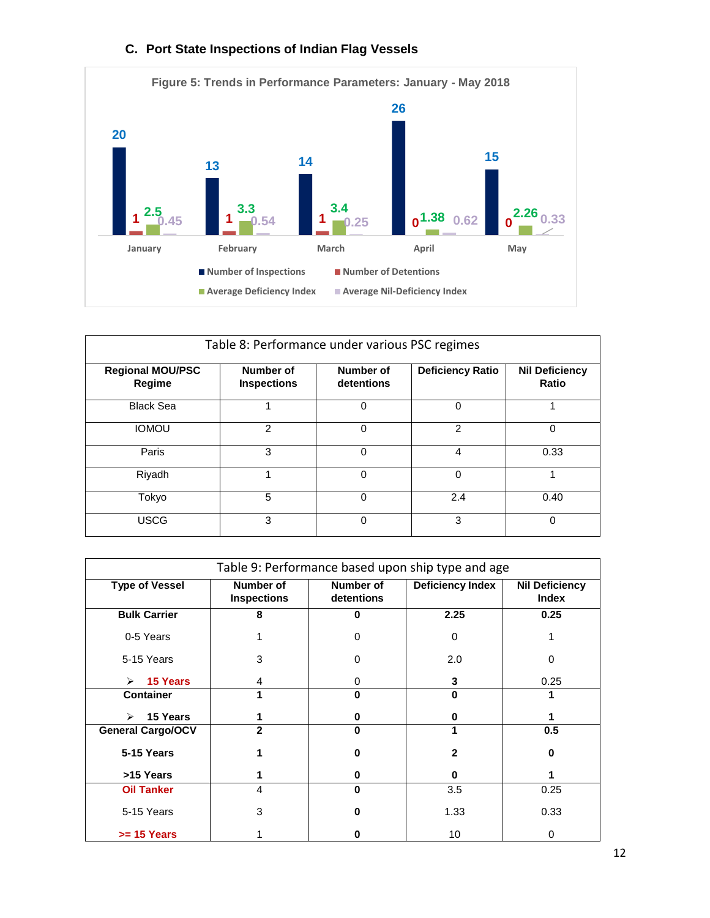### C. Port State Inspections of Indian Flag Vessels

**Figure 5: Trends in Performance Parameters: January - May 2018**

| Month | Number of Inspections | Number of Detentions | Average Deficiency Index | Average Nil-Deficiency Index |
|---|---|---|---|---|
| January | 20 | 1 | 2.5 | 0.45 |
| February | 13 | 1 | 3.3 | 0.54 |
| March | 14 | 1 | 3.4 | 0.25 |
| April | 26 | 0 | 1.38 | 0.62 |
| May | 15 | 0 | 2.26 | 0.33 |

**Table 8: Performance under various PSC regimes**

| Regional MOU/PSC Regime | Number of Inspections | Number of detentions | Deficiency Ratio | Nil Deficiency Ratio |
|---|---|---|---|---|
| Black Sea | 1 | 0 | 0 | 1 |
| IOMOU | 2 | 0 | 2 | 0 |
| Paris | 3 | 0 | 4 | 0.33 |
| Riyadh | 1 | 0 | 0 | 1 |
| Tokyo | 5 | 0 | 2.4 | 0.40 |
| USCG | 3 | 0 | 3 | 0 |

**Table 9: Performance based upon ship type and age**

| Type of Vessel | Number of Inspections | Number of detentions | Deficiency Index | Nil Deficiency Index |
|---|---|---|---|---|
| **Bulk Carrier** | **8** | **0** | **2.25** | **0.25** |
| 0-5 Years | 1 | 0 | 0 | 1 |
| 5-15 Years | 3 | 0 | 2.0 | 0 |
| ➢ **15 Years** | 4 | 0 | **3** | 0.25 |
| **Container** | **1** | **0** | **0** | **1** |
| ➢ **15 Years** | **1** | **0** | **0** | **1** |
| **General Cargo/OCV** | **2** | **0** | **1** | **0.5** |
| **5-15 Years** | **1** | **0** | **2** | **0** |
| **>15 Years** | **1** | **0** | **0** | **1** |
| **Oil Tanker** | 4 | **0** | 3.5 | 0.25 |
| 5-15 Years | 3 | **0** | 1.33 | 0.33 |
| **>= 15 Years** | 1 | **0** | 10 | 0 |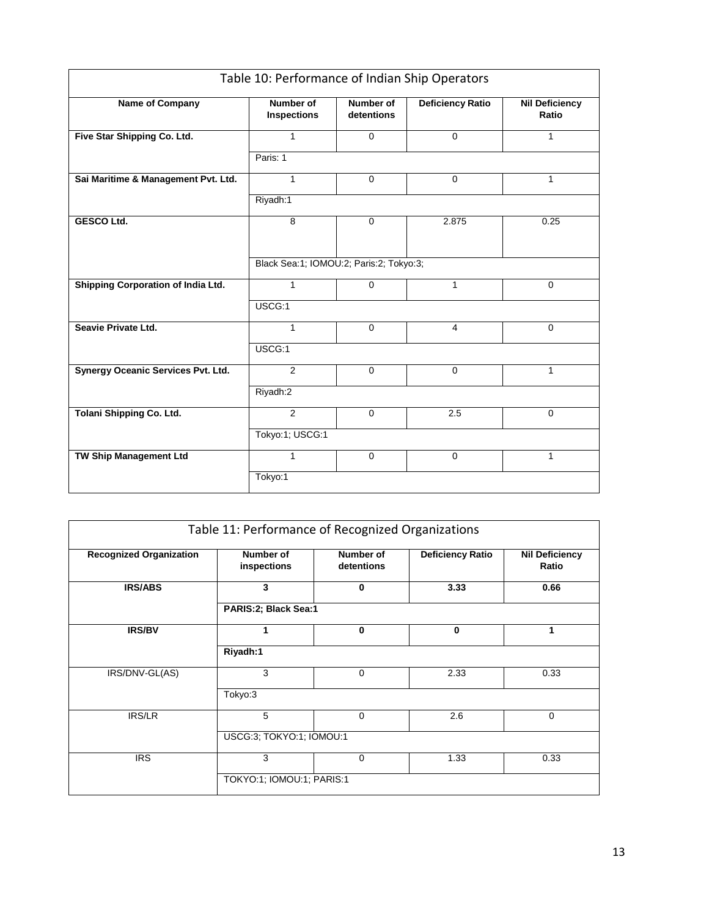## Table 10: Performance of Indian Ship Operators

| Name of Company | Number of Inspections | Number of detentions | Deficiency Ratio | Nil Deficiency Ratio |
|---|---|---|---|---|
| **Five Star Shipping Co. Ltd.** | 1 | 0 | 0 | 1 |
| | Paris: 1 | | | |
| **Sai Maritime & Management Pvt. Ltd.** | 1 | 0 | 0 | 1 |
| | Riyadh:1 | | | |
| **GESCO Ltd.** | 8 | 0 | 2.875 | 0.25 |
| | Black Sea:1; IOMOU:2; Paris:2; Tokyo:3; | | | |
| **Shipping Corporation of India Ltd.** | 1 | 0 | 1 | 0 |
| | USCG:1 | | | |
| **Seavie Private Ltd.** | 1 | 0 | 4 | 0 |
| | USCG:1 | | | |
| **Synergy Oceanic Services Pvt. Ltd.** | 2 | 0 | 0 | 1 |
| | Riyadh:2 | | | |
| **Tolani Shipping Co. Ltd.** | 2 | 0 | 2.5 | 0 |
| | Tokyo:1; USCG:1 | | | |
| **TW Ship Management Ltd** | 1 | 0 | 0 | 1 |
| | Tokyo:1 | | | |

## Table 11: Performance of Recognized Organizations

| Recognized Organization | Number of inspections | Number of detentions | Deficiency Ratio | Nil Deficiency Ratio |
|---|---|---|---|---|
| **IRS/ABS** | **3** | **0** | **3.33** | **0.66** |
| | **PARIS:2; Black Sea:1** | | | |
| **IRS/BV** | **1** | **0** | **0** | **1** |
| | **Riyadh:1** | | | |
| IRS/DNV-GL(AS) | 3 | 0 | 2.33 | 0.33 |
| | Tokyo:3 | | | |
| IRS/LR | 5 | 0 | 2.6 | 0 |
| | USCG:3; TOKYO:1; IOMOU:1 | | | |
| IRS | 3 | 0 | 1.33 | 0.33 |
| | TOKYO:1; IOMOU:1; PARIS:1 | | | |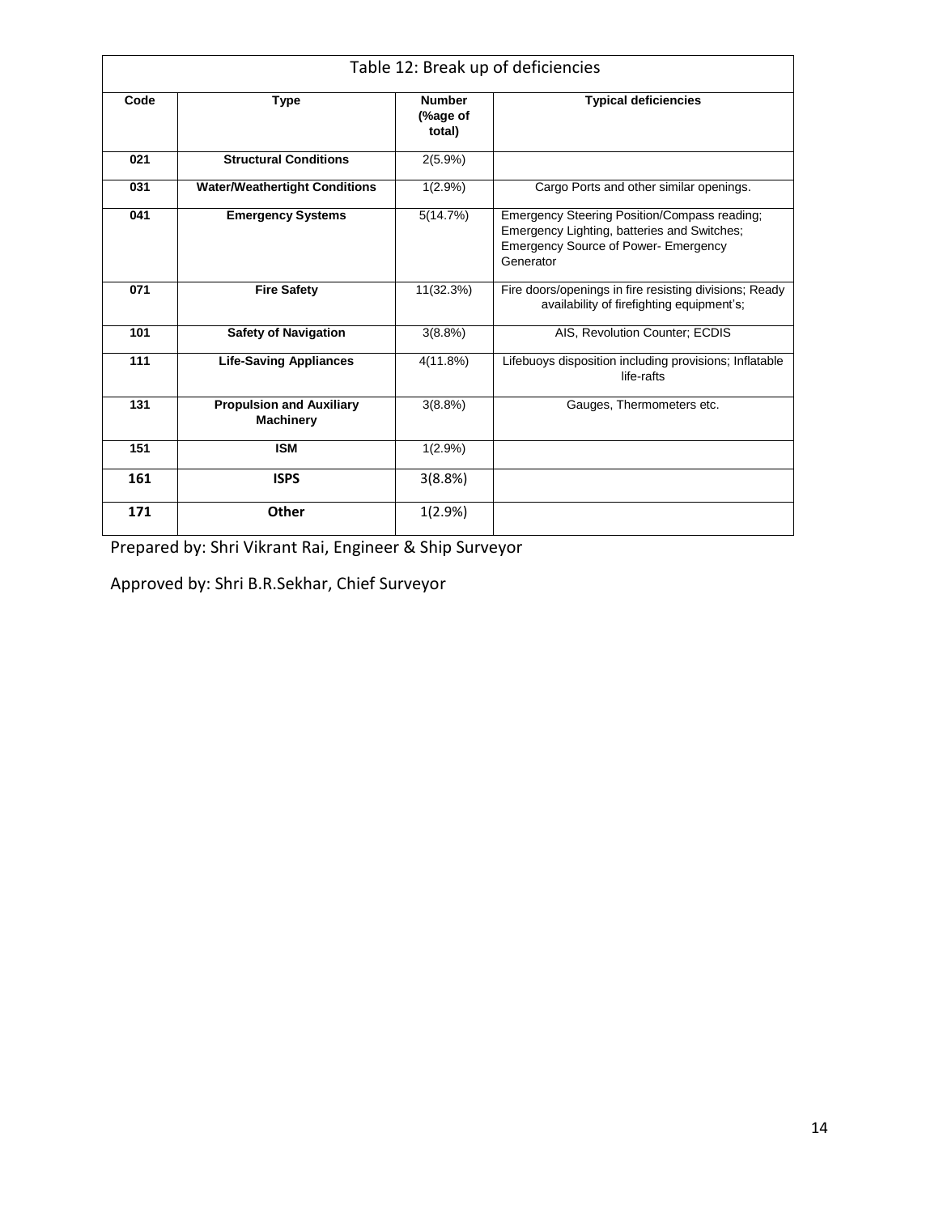Table 12: Break up of deficiencies

| Code | Type | Number (%age of total) | Typical deficiencies |
|---|---|---|---|
| 021 | **Structural Conditions** | 2(5.9%) | |
| 031 | **Water/Weathertight Conditions** | 1(2.9%) | Cargo Ports and other similar openings. |
| 041 | **Emergency Systems** | 5(14.7%) | Emergency Steering Position/Compass reading; Emergency Lighting, batteries and Switches; Emergency Source of Power- Emergency Generator |
| 071 | **Fire Safety** | 11(32.3%) | Fire doors/openings in fire resisting divisions; Ready availability of firefighting equipment's; |
| 101 | **Safety of Navigation** | 3(8.8%) | AIS, Revolution Counter; ECDIS |
| 111 | **Life-Saving Appliances** | 4(11.8%) | Lifebuoys disposition including provisions; Inflatable life-rafts |
| 131 | **Propulsion and Auxiliary Machinery** | 3(8.8%) | Gauges, Thermometers etc. |
| 151 | **ISM** | 1(2.9%) | |
| 161 | **ISPS** | 3(8.8%) | |
| 171 | **Other** | 1(2.9%) | |

Prepared by: Shri Vikrant Rai, Engineer & Ship Surveyor

Approved by: Shri B.R.Sekhar, Chief Surveyor